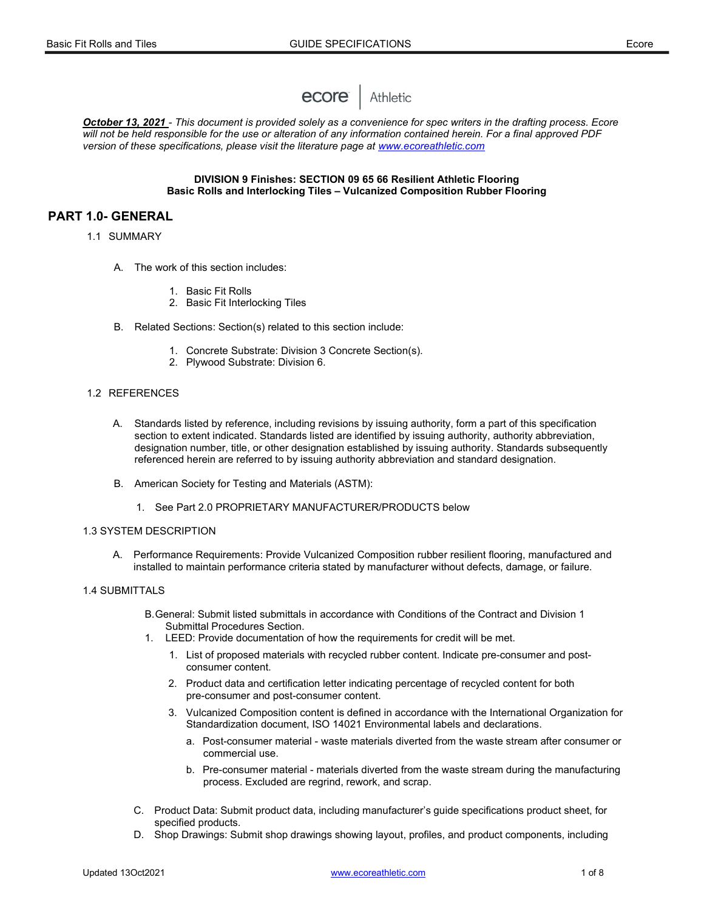ecore | Athletic

***October 13, 2021*** *- This document is provided solely as a convenience for spec writers in the drafting process. Ecore will not be held responsible for the use or alteration of any information contained herein. For a final approved PDF version of these specifications, please visit the literature page at www.ecoreathletic.com*

**DIVISION 9 Finishes: SECTION 09 65 66 Resilient Athletic Flooring**
**Basic Rolls and Interlocking Tiles – Vulcanized Composition Rubber Flooring**

# PART 1.0- GENERAL

1.1 SUMMARY

A. The work of this section includes:

1. Basic Fit Rolls
2. Basic Fit Interlocking Tiles

B. Related Sections: Section(s) related to this section include:

1. Concrete Substrate: Division 3 Concrete Section(s).
2. Plywood Substrate: Division 6.

1.2 REFERENCES

A. Standards listed by reference, including revisions by issuing authority, form a part of this specification section to extent indicated. Standards listed are identified by issuing authority, authority abbreviation, designation number, title, or other designation established by issuing authority. Standards subsequently referenced herein are referred to by issuing authority abbreviation and standard designation.

B. American Society for Testing and Materials (ASTM):

1. See Part 2.0 PROPRIETARY MANUFACTURER/PRODUCTS below

1.3 SYSTEM DESCRIPTION

A. Performance Requirements: Provide Vulcanized Composition rubber resilient flooring, manufactured and installed to maintain performance criteria stated by manufacturer without defects, damage, or failure.

1.4 SUBMITTALS

B. General: Submit listed submittals in accordance with Conditions of the Contract and Division 1 Submittal Procedures Section.

1. LEED: Provide documentation of how the requirements for credit will be met.
   1. List of proposed materials with recycled rubber content. Indicate pre-consumer and post-consumer content.
   2. Product data and certification letter indicating percentage of recycled content for both pre-consumer and post-consumer content.
   3. Vulcanized Composition content is defined in accordance with the International Organization for Standardization document, ISO 14021 Environmental labels and declarations.
      a. Post-consumer material - waste materials diverted from the waste stream after consumer or commercial use.
      b. Pre-consumer material - materials diverted from the waste stream during the manufacturing process. Excluded are regrind, rework, and scrap.

C. Product Data: Submit product data, including manufacturer's guide specifications product sheet, for specified products.

D. Shop Drawings: Submit shop drawings showing layout, profiles, and product components, including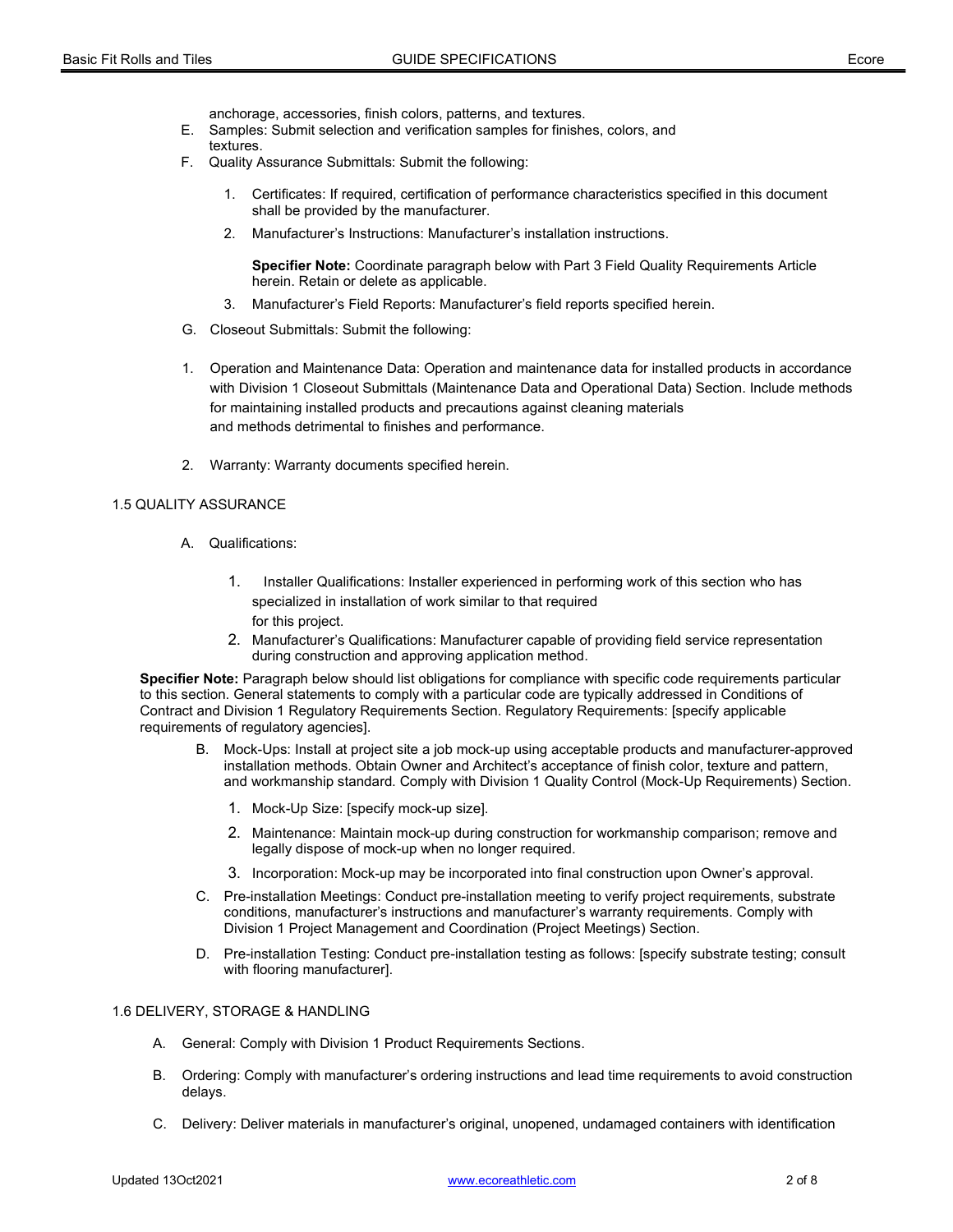anchorage, accessories, finish colors, patterns, and textures.

E. Samples: Submit selection and verification samples for finishes, colors, and textures.

F. Quality Assurance Submittals: Submit the following:

1. Certificates: If required, certification of performance characteristics specified in this document shall be provided by the manufacturer.
2. Manufacturer's Instructions: Manufacturer's installation instructions.

**Specifier Note:** Coordinate paragraph below with Part 3 Field Quality Requirements Article herein. Retain or delete as applicable.

3. Manufacturer's Field Reports: Manufacturer's field reports specified herein.

G. Closeout Submittals: Submit the following:

1. Operation and Maintenance Data: Operation and maintenance data for installed products in accordance with Division 1 Closeout Submittals (Maintenance Data and Operational Data) Section. Include methods for maintaining installed products and precautions against cleaning materials and methods detrimental to finishes and performance.
2. Warranty: Warranty documents specified herein.

## 1.5 QUALITY ASSURANCE

A. Qualifications:

1. Installer Qualifications: Installer experienced in performing work of this section who has specialized in installation of work similar to that required for this project.
2. Manufacturer's Qualifications: Manufacturer capable of providing field service representation during construction and approving application method.

**Specifier Note:** Paragraph below should list obligations for compliance with specific code requirements particular to this section. General statements to comply with a particular code are typically addressed in Conditions of Contract and Division 1 Regulatory Requirements Section. Regulatory Requirements: [specify applicable requirements of regulatory agencies].

B. Mock-Ups: Install at project site a job mock-up using acceptable products and manufacturer-approved installation methods. Obtain Owner and Architect's acceptance of finish color, texture and pattern, and workmanship standard. Comply with Division 1 Quality Control (Mock-Up Requirements) Section.

1. Mock-Up Size: [specify mock-up size].
2. Maintenance: Maintain mock-up during construction for workmanship comparison; remove and legally dispose of mock-up when no longer required.
3. Incorporation: Mock-up may be incorporated into final construction upon Owner's approval.

C. Pre-installation Meetings: Conduct pre-installation meeting to verify project requirements, substrate conditions, manufacturer's instructions and manufacturer's warranty requirements. Comply with Division 1 Project Management and Coordination (Project Meetings) Section.

D. Pre-installation Testing: Conduct pre-installation testing as follows: [specify substrate testing; consult with flooring manufacturer].

## 1.6 DELIVERY, STORAGE & HANDLING

A. General: Comply with Division 1 Product Requirements Sections.

B. Ordering: Comply with manufacturer's ordering instructions and lead time requirements to avoid construction delays.

C. Delivery: Deliver materials in manufacturer's original, unopened, undamaged containers with identification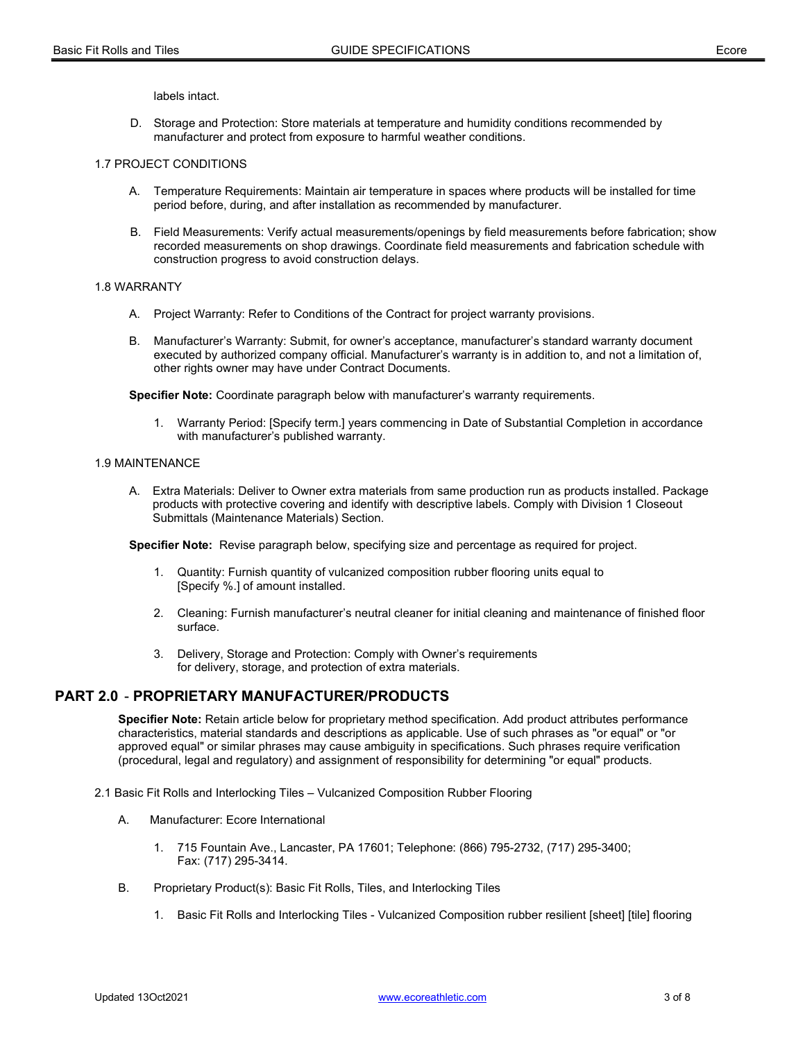labels intact.

D. Storage and Protection: Store materials at temperature and humidity conditions recommended by manufacturer and protect from exposure to harmful weather conditions.

1.7 PROJECT CONDITIONS

A. Temperature Requirements: Maintain air temperature in spaces where products will be installed for time period before, during, and after installation as recommended by manufacturer.

B. Field Measurements: Verify actual measurements/openings by field measurements before fabrication; show recorded measurements on shop drawings. Coordinate field measurements and fabrication schedule with construction progress to avoid construction delays.

1.8 WARRANTY

A. Project Warranty: Refer to Conditions of the Contract for project warranty provisions.

B. Manufacturer's Warranty: Submit, for owner's acceptance, manufacturer's standard warranty document executed by authorized company official. Manufacturer's warranty is in addition to, and not a limitation of, other rights owner may have under Contract Documents.

**Specifier Note:** Coordinate paragraph below with manufacturer's warranty requirements.

1. Warranty Period: [Specify term.] years commencing in Date of Substantial Completion in accordance with manufacturer's published warranty.

1.9 MAINTENANCE

A. Extra Materials: Deliver to Owner extra materials from same production run as products installed. Package products with protective covering and identify with descriptive labels. Comply with Division 1 Closeout Submittals (Maintenance Materials) Section.

**Specifier Note:** Revise paragraph below, specifying size and percentage as required for project.

1. Quantity: Furnish quantity of vulcanized composition rubber flooring units equal to [Specify %.] of amount installed.

2. Cleaning: Furnish manufacturer's neutral cleaner for initial cleaning and maintenance of finished floor surface.

3. Delivery, Storage and Protection: Comply with Owner's requirements for delivery, storage, and protection of extra materials.

## PART 2.0 - PROPRIETARY MANUFACTURER/PRODUCTS

**Specifier Note:** Retain article below for proprietary method specification. Add product attributes performance characteristics, material standards and descriptions as applicable. Use of such phrases as "or equal" or "or approved equal" or similar phrases may cause ambiguity in specifications. Such phrases require verification (procedural, legal and regulatory) and assignment of responsibility for determining "or equal" products.

2.1 Basic Fit Rolls and Interlocking Tiles – Vulcanized Composition Rubber Flooring

A. Manufacturer: Ecore International

1. 715 Fountain Ave., Lancaster, PA 17601; Telephone: (866) 795-2732, (717) 295-3400; Fax: (717) 295-3414.

B. Proprietary Product(s): Basic Fit Rolls, Tiles, and Interlocking Tiles

1. Basic Fit Rolls and Interlocking Tiles - Vulcanized Composition rubber resilient [sheet] [tile] flooring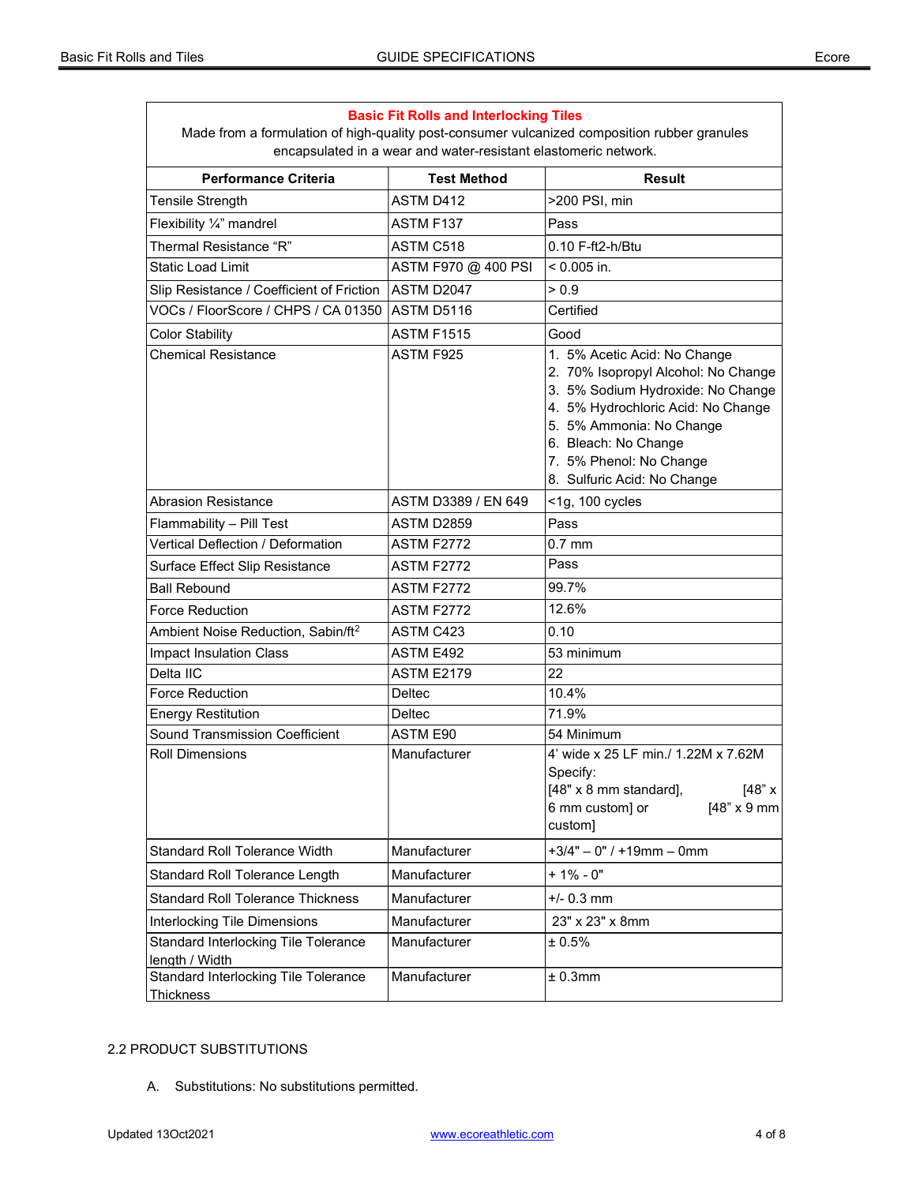| **Basic Fit Rolls and Interlocking Tiles**<br>Made from a formulation of high-quality post-consumer vulcanized composition rubber granules encapsulated in a wear and water-resistant elastomeric network. | | |
|---|---|---|
| **Performance Criteria** | **Test Method** | **Result** |
| Tensile Strength | ASTM D412 | >200 PSI, min |
| Flexibility ¼" mandrel | ASTM F137 | Pass |
| Thermal Resistance "R" | ASTM C518 | 0.10 F-ft2-h/Btu |
| Static Load Limit | ASTM F970 @ 400 PSI | < 0.005 in. |
| Slip Resistance / Coefficient of Friction | ASTM D2047 | > 0.9 |
| VOCs / FloorScore / CHPS / CA 01350 | ASTM D5116 | Certified |
| Color Stability | ASTM F1515 | Good |
| Chemical Resistance | ASTM F925 | 1. 5% Acetic Acid: No Change<br>2. 70% Isopropyl Alcohol: No Change<br>3. 5% Sodium Hydroxide: No Change<br>4. 5% Hydrochloric Acid: No Change<br>5. 5% Ammonia: No Change<br>6. Bleach: No Change<br>7. 5% Phenol: No Change<br>8. Sulfuric Acid: No Change |
| Abrasion Resistance | ASTM D3389 / EN 649 | <1g, 100 cycles |
| Flammability – Pill Test | ASTM D2859 | Pass |
| Vertical Deflection / Deformation | ASTM F2772 | 0.7 mm |
| Surface Effect Slip Resistance | ASTM F2772 | Pass |
| Ball Rebound | ASTM F2772 | 99.7% |
| Force Reduction | ASTM F2772 | 12.6% |
| Ambient Noise Reduction, Sabin/ft$^2$ | ASTM C423 | 0.10 |
| Impact Insulation Class | ASTM E492 | 53 minimum |
| Delta IIC | ASTM E2179 | 22 |
| Force Reduction | Deltec | 10.4% |
| Energy Restitution | Deltec | 71.9% |
| Sound Transmission Coefficient | ASTM E90 | 54 Minimum |
| Roll Dimensions | Manufacturer | 4' wide x 25 LF min./ 1.22M x 7.62M<br>Specify:<br>[48" x 8 mm standard], [48" x 6 mm custom] or [48" x 9 mm custom] |
| Standard Roll Tolerance Width | Manufacturer | +3/4" – 0" / +19mm – 0mm |
| Standard Roll Tolerance Length | Manufacturer | + 1% - 0" |
| Standard Roll Tolerance Thickness | Manufacturer | +/- 0.3 mm |
| Interlocking Tile Dimensions | Manufacturer | 23" x 23" x 8mm |
| Standard Interlocking Tile Tolerance length / Width | Manufacturer | ± 0.5% |
| Standard Interlocking Tile Tolerance Thickness | Manufacturer | ± 0.3mm |

2.2 PRODUCT SUBSTITUTIONS

A. Substitutions: No substitutions permitted.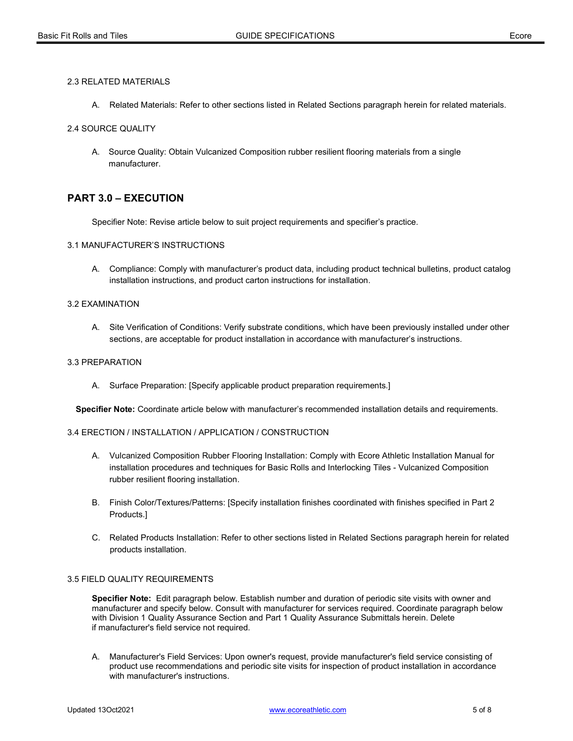2.3 RELATED MATERIALS

A. Related Materials: Refer to other sections listed in Related Sections paragraph herein for related materials.

2.4 SOURCE QUALITY

A. Source Quality: Obtain Vulcanized Composition rubber resilient flooring materials from a single manufacturer.

## PART 3.0 – EXECUTION

Specifier Note: Revise article below to suit project requirements and specifier's practice.

3.1 MANUFACTURER'S INSTRUCTIONS

A. Compliance: Comply with manufacturer's product data, including product technical bulletins, product catalog installation instructions, and product carton instructions for installation.

3.2 EXAMINATION

A. Site Verification of Conditions: Verify substrate conditions, which have been previously installed under other sections, are acceptable for product installation in accordance with manufacturer's instructions.

3.3 PREPARATION

A. Surface Preparation: [Specify applicable product preparation requirements.]

**Specifier Note:** Coordinate article below with manufacturer's recommended installation details and requirements.

3.4 ERECTION / INSTALLATION / APPLICATION / CONSTRUCTION

A. Vulcanized Composition Rubber Flooring Installation: Comply with Ecore Athletic Installation Manual for installation procedures and techniques for Basic Rolls and Interlocking Tiles - Vulcanized Composition rubber resilient flooring installation.

B. Finish Color/Textures/Patterns: [Specify installation finishes coordinated with finishes specified in Part 2 Products.]

C. Related Products Installation: Refer to other sections listed in Related Sections paragraph herein for related products installation.

3.5 FIELD QUALITY REQUIREMENTS

**Specifier Note:** Edit paragraph below. Establish number and duration of periodic site visits with owner and manufacturer and specify below. Consult with manufacturer for services required. Coordinate paragraph below with Division 1 Quality Assurance Section and Part 1 Quality Assurance Submittals herein. Delete if manufacturer's field service not required.

A. Manufacturer's Field Services: Upon owner's request, provide manufacturer's field service consisting of product use recommendations and periodic site visits for inspection of product installation in accordance with manufacturer's instructions.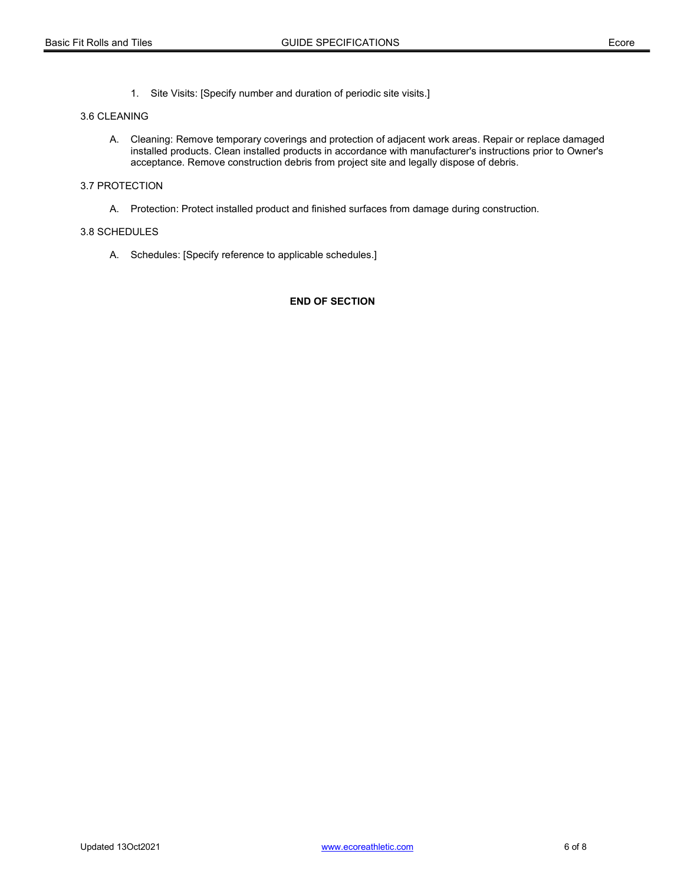1. Site Visits: [Specify number and duration of periodic site visits.]

### 3.6 CLEANING

A. Cleaning: Remove temporary coverings and protection of adjacent work areas. Repair or replace damaged installed products. Clean installed products in accordance with manufacturer's instructions prior to Owner's acceptance. Remove construction debris from project site and legally dispose of debris.

### 3.7 PROTECTION

A. Protection: Protect installed product and finished surfaces from damage during construction.

### 3.8 SCHEDULES

A. Schedules: [Specify reference to applicable schedules.]

**END OF SECTION**